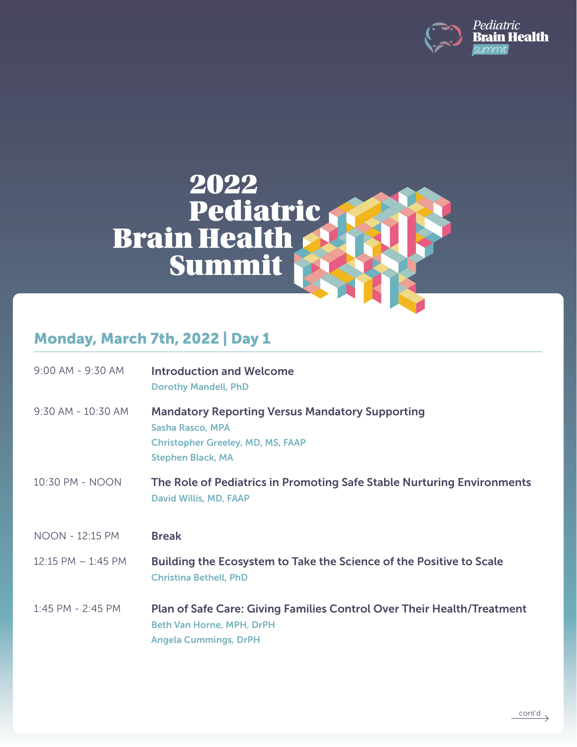# 2022 Pediatric Brain Health Summit

## Monday, March 7th, 2022 | Day 1

| | |
|---|---|
| 9:00 AM - 9:30 AM | **Introduction and Welcome**<br>Dorothy Mandell, PhD |
| 9:30 AM - 10:30 AM | **Mandatory Reporting Versus Mandatory Supporting**<br>Sasha Rasco, MPA<br>Christopher Greeley, MD, MS, FAAP<br>Stephen Black, MA |
| 10:30 PM - NOON | **The Role of Pediatrics in Promoting Safe Stable Nurturing Environments**<br>David Willis, MD, FAAP |
| NOON - 12:15 PM | **Break** |
| 12:15 PM – 1:45 PM | **Building the Ecosystem to Take the Science of the Positive to Scale**<br>Christina Bethell, PhD |
| 1:45 PM - 2:45 PM | **Plan of Safe Care: Giving Families Control Over Their Health/Treatment**<br>Beth Van Horne, MPH, DrPH<br>Angela Cummings, DrPH |

cont'd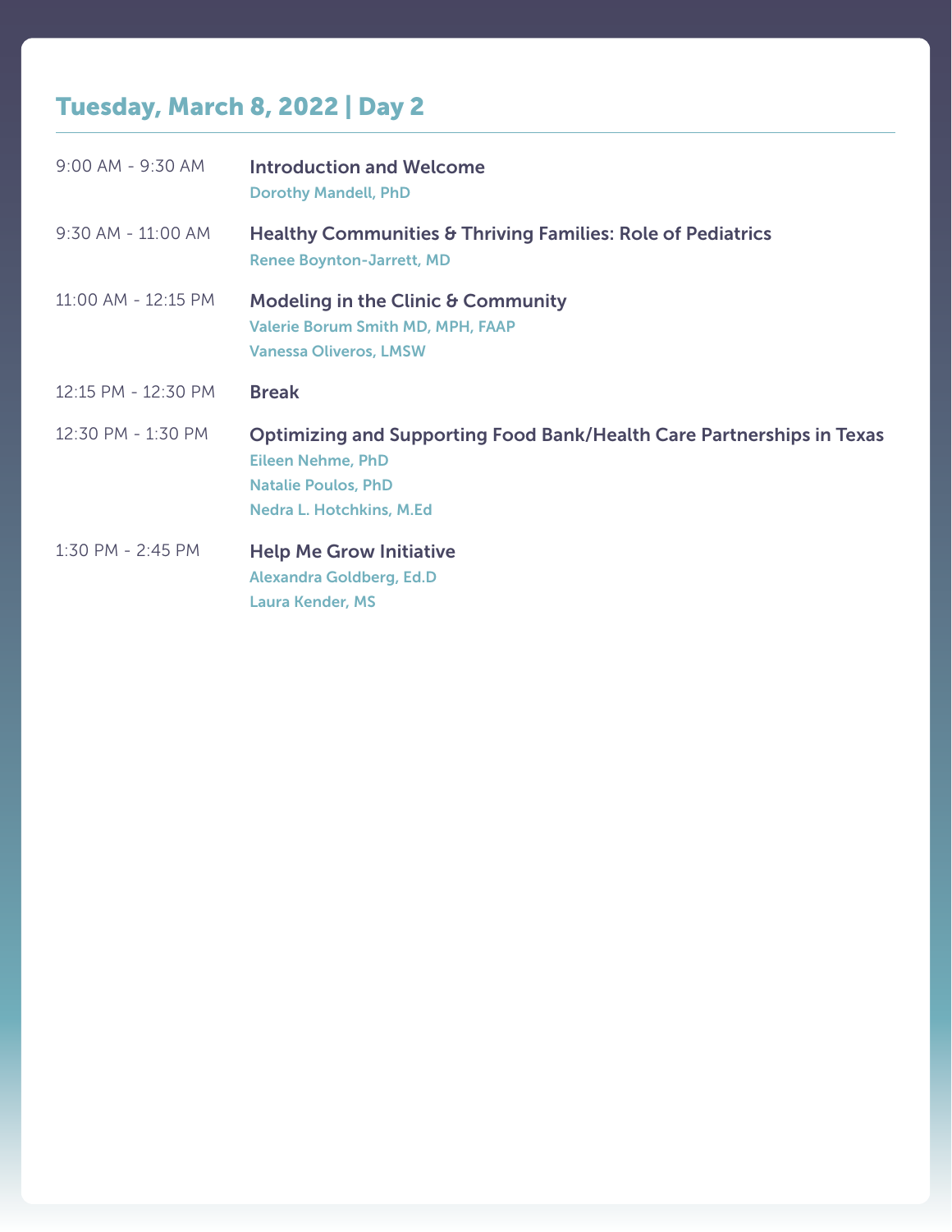## Tuesday, March 8, 2022 | Day 2

| | | |
|---|---|---|
| 9:00 AM - 9:30 AM | **Introduction and Welcome**<br>Dorothy Mandell, PhD | |
| 9:30 AM - 11:00 AM | **Healthy Communities & Thriving Families: Role of Pediatrics**<br>Renee Boynton-Jarrett, MD | |
| 11:00 AM - 12:15 PM | **Modeling in the Clinic & Community**<br>Valerie Borum Smith MD, MPH, FAAP<br>Vanessa Oliveros, LMSW | |
| 12:15 PM - 12:30 PM | **Break** | |
| 12:30 PM - 1:30 PM | **Optimizing and Supporting Food Bank/Health Care Partnerships in Texas**<br>Eileen Nehme, PhD<br>Natalie Poulos, PhD<br>Nedra L. Hotchkins, M.Ed | |
| 1:30 PM - 2:45 PM | **Help Me Grow Initiative**<br>Alexandra Goldberg, Ed.D<br>Laura Kender, MS | |